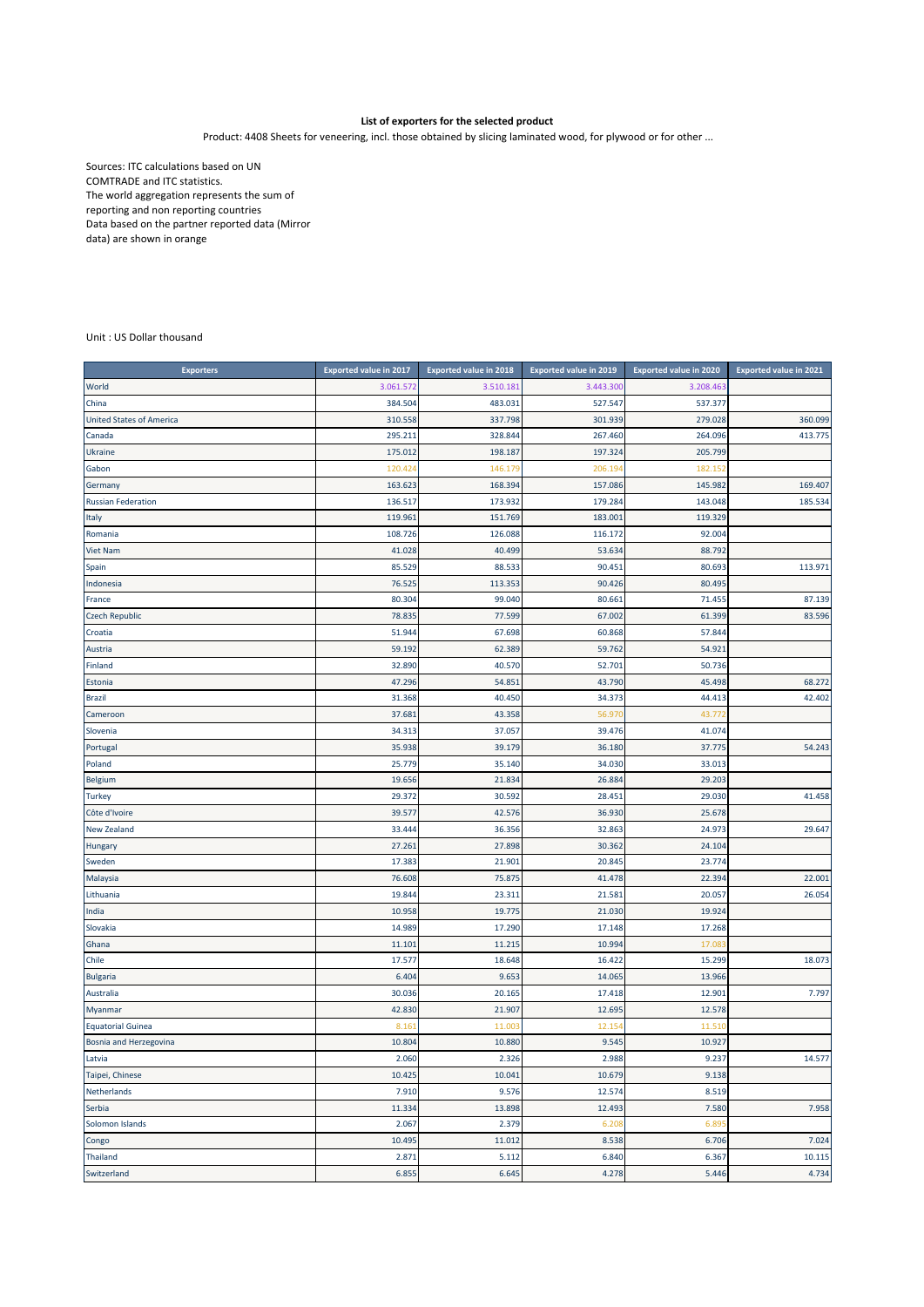**List of exporters for the selected product**

Product: 4408 Sheets for veneering, incl. those obtained by slicing laminated wood, for plywood or for other ...

Sources: ITC calculations based on UN COMTRADE and ITC statistics.
The world aggregation represents the sum of reporting and non reporting countries
Data based on the partner reported data (Mirror data) are shown in orange

Unit : US Dollar thousand

| Exporters | Exported value in 2017 | Exported value in 2018 | Exported value in 2019 | Exported value in 2020 | Exported value in 2021 |
|---|---|---|---|---|---|
| World | 3.061.572 | 3.510.181 | 3.443.300 | 3.208.463 | |
| China | 384.504 | 483.031 | 527.547 | 537.377 | |
| United States of America | 310.558 | 337.798 | 301.939 | 279.028 | 360.099 |
| Canada | 295.211 | 328.844 | 267.460 | 264.096 | 413.775 |
| Ukraine | 175.012 | 198.187 | 197.324 | 205.799 | |
| Gabon | 120.424 | 146.179 | 206.194 | 182.152 | |
| Germany | 163.623 | 168.394 | 157.086 | 145.982 | 169.407 |
| Russian Federation | 136.517 | 173.932 | 179.284 | 143.048 | 185.534 |
| Italy | 119.961 | 151.769 | 183.001 | 119.329 | |
| Romania | 108.726 | 126.088 | 116.172 | 92.004 | |
| Viet Nam | 41.028 | 40.499 | 53.634 | 88.792 | |
| Spain | 85.529 | 88.533 | 90.451 | 80.693 | 113.971 |
| Indonesia | 76.525 | 113.353 | 90.426 | 80.495 | |
| France | 80.304 | 99.040 | 80.661 | 71.455 | 87.139 |
| Czech Republic | 78.835 | 77.599 | 67.002 | 61.399 | 83.596 |
| Croatia | 51.944 | 67.698 | 60.868 | 57.844 | |
| Austria | 59.192 | 62.389 | 59.762 | 54.921 | |
| Finland | 32.890 | 40.570 | 52.701 | 50.736 | |
| Estonia | 47.296 | 54.851 | 43.790 | 45.498 | 68.272 |
| Brazil | 31.368 | 40.450 | 34.373 | 44.413 | 42.402 |
| Cameroon | 37.681 | 43.358 | 56.970 | 43.772 | |
| Slovenia | 34.313 | 37.057 | 39.476 | 41.074 | |
| Portugal | 35.938 | 39.179 | 36.180 | 37.775 | 54.243 |
| Poland | 25.779 | 35.140 | 34.030 | 33.013 | |
| Belgium | 19.656 | 21.834 | 26.884 | 29.203 | |
| Turkey | 29.372 | 30.592 | 28.451 | 29.030 | 41.458 |
| Côte d'Ivoire | 39.577 | 42.576 | 36.930 | 25.678 | |
| New Zealand | 33.444 | 36.356 | 32.863 | 24.973 | 29.647 |
| Hungary | 27.261 | 27.898 | 30.362 | 24.104 | |
| Sweden | 17.383 | 21.901 | 20.845 | 23.774 | |
| Malaysia | 76.608 | 75.875 | 41.478 | 22.394 | 22.001 |
| Lithuania | 19.844 | 23.311 | 21.581 | 20.057 | 26.054 |
| India | 10.958 | 19.775 | 21.030 | 19.924 | |
| Slovakia | 14.989 | 17.290 | 17.148 | 17.268 | |
| Ghana | 11.101 | 11.215 | 10.994 | 17.083 | |
| Chile | 17.577 | 18.648 | 16.422 | 15.299 | 18.073 |
| Bulgaria | 6.404 | 9.653 | 14.065 | 13.966 | |
| Australia | 30.036 | 20.165 | 17.418 | 12.901 | 7.797 |
| Myanmar | 42.830 | 21.907 | 12.695 | 12.578 | |
| Equatorial Guinea | 8.161 | 11.003 | 12.154 | 11.510 | |
| Bosnia and Herzegovina | 10.804 | 10.880 | 9.545 | 10.927 | |
| Latvia | 2.060 | 2.326 | 2.988 | 9.237 | 14.577 |
| Taipei, Chinese | 10.425 | 10.041 | 10.679 | 9.138 | |
| Netherlands | 7.910 | 9.576 | 12.574 | 8.519 | |
| Serbia | 11.334 | 13.898 | 12.493 | 7.580 | 7.958 |
| Solomon Islands | 2.067 | 2.379 | 6.208 | 6.895 | |
| Congo | 10.495 | 11.012 | 8.538 | 6.706 | 7.024 |
| Thailand | 2.871 | 5.112 | 6.840 | 6.367 | 10.115 |
| Switzerland | 6.855 | 6.645 | 4.278 | 5.446 | 4.734 |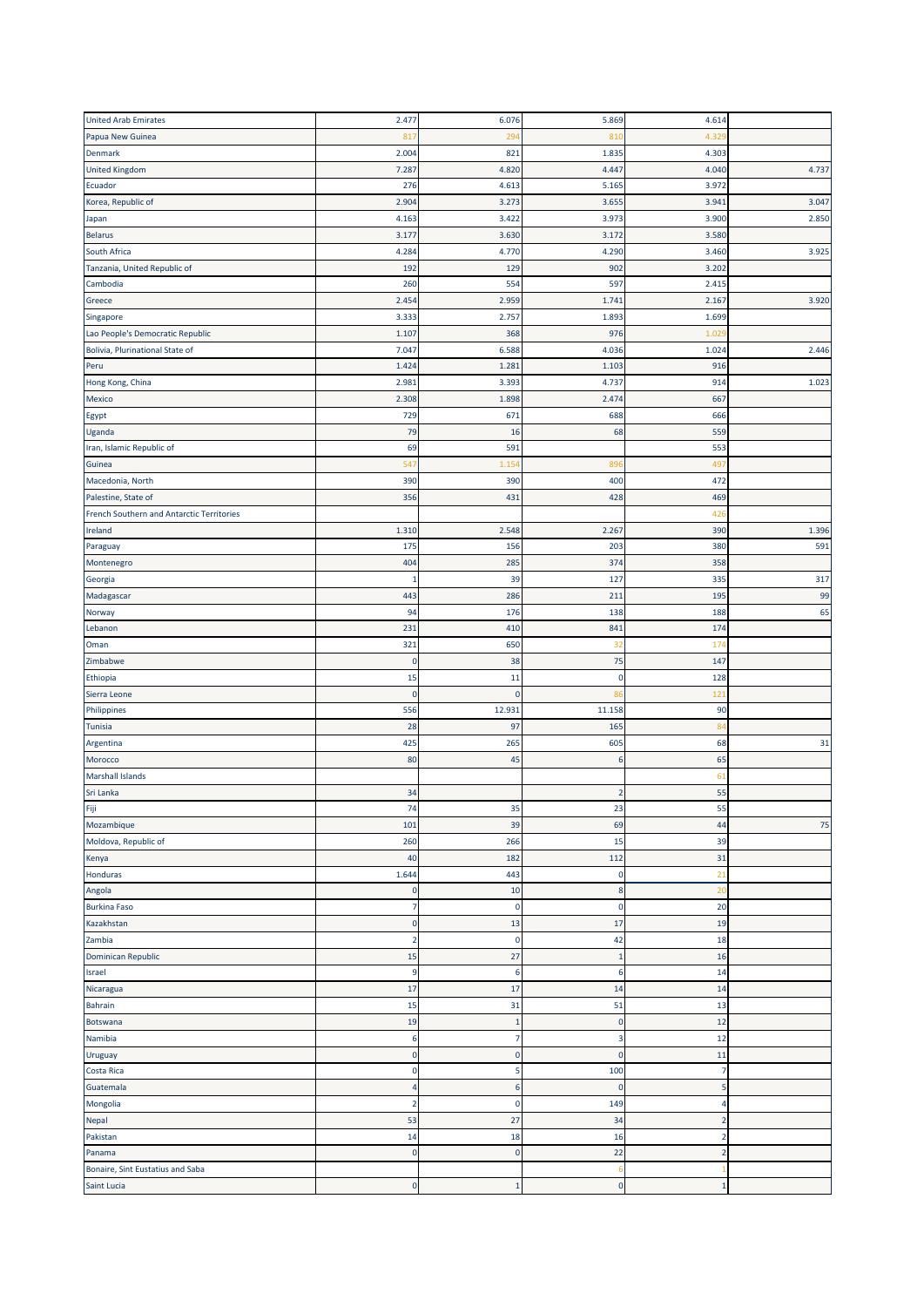| | | | | | |
|---|---|---|---|---|---|
| United Arab Emirates | 2.477 | 6.076 | 5.869 | 4.614 | |
| Papua New Guinea | 817 | 294 | 810 | 4.329 | |
| Denmark | 2.004 | 821 | 1.835 | 4.303 | |
| United Kingdom | 7.287 | 4.820 | 4.447 | 4.040 | 4.737 |
| Ecuador | 276 | 4.613 | 5.165 | 3.972 | |
| Korea, Republic of | 2.904 | 3.273 | 3.655 | 3.941 | 3.047 |
| Japan | 4.163 | 3.422 | 3.973 | 3.900 | 2.850 |
| Belarus | 3.177 | 3.630 | 3.172 | 3.580 | |
| South Africa | 4.284 | 4.770 | 4.290 | 3.460 | 3.925 |
| Tanzania, United Republic of | 192 | 129 | 902 | 3.202 | |
| Cambodia | 260 | 554 | 597 | 2.415 | |
| Greece | 2.454 | 2.959 | 1.741 | 2.167 | 3.920 |
| Singapore | 3.333 | 2.757 | 1.893 | 1.699 | |
| Lao People's Democratic Republic | 1.107 | 368 | 976 | 1.029 | |
| Bolivia, Plurinational State of | 7.047 | 6.588 | 4.036 | 1.024 | 2.446 |
| Peru | 1.424 | 1.281 | 1.103 | 916 | |
| Hong Kong, China | 2.981 | 3.393 | 4.737 | 914 | 1.023 |
| Mexico | 2.308 | 1.898 | 2.474 | 667 | |
| Egypt | 729 | 671 | 688 | 666 | |
| Uganda | 79 | 16 | 68 | 559 | |
| Iran, Islamic Republic of | 69 | 591 | | 553 | |
| Guinea | 547 | 1.154 | 896 | 497 | |
| Macedonia, North | 390 | 390 | 400 | 472 | |
| Palestine, State of | 356 | 431 | 428 | 469 | |
| French Southern and Antarctic Territories | | | | 426 | |
| Ireland | 1.310 | 2.548 | 2.267 | 390 | 1.396 |
| Paraguay | 175 | 156 | 203 | 380 | 591 |
| Montenegro | 404 | 285 | 374 | 358 | |
| Georgia | 1 | 39 | 127 | 335 | 317 |
| Madagascar | 443 | 286 | 211 | 195 | 99 |
| Norway | 94 | 176 | 138 | 188 | 65 |
| Lebanon | 231 | 410 | 841 | 174 | |
| Oman | 321 | 650 | 32 | 174 | |
| Zimbabwe | 0 | 38 | 75 | 147 | |
| Ethiopia | 15 | 11 | 0 | 128 | |
| Sierra Leone | 0 | 0 | 86 | 121 | |
| Philippines | 556 | 12.931 | 11.158 | 90 | |
| Tunisia | 28 | 97 | 165 | 84 | |
| Argentina | 425 | 265 | 605 | 68 | 31 |
| Morocco | 80 | 45 | 6 | 65 | |
| Marshall Islands | | | | 61 | |
| Sri Lanka | 34 | | 2 | 55 | |
| Fiji | 74 | 35 | 23 | 55 | |
| Mozambique | 101 | 39 | 69 | 44 | 75 |
| Moldova, Republic of | 260 | 266 | 15 | 39 | |
| Kenya | 40 | 182 | 112 | 31 | |
| Honduras | 1.644 | 443 | 0 | 21 | |
| Angola | 0 | 10 | 8 | 20 | |
| Burkina Faso | 7 | 0 | 0 | 20 | |
| Kazakhstan | 0 | 13 | 17 | 19 | |
| Zambia | 2 | 0 | 42 | 18 | |
| Dominican Republic | 15 | 27 | 1 | 16 | |
| Israel | 9 | 6 | 6 | 14 | |
| Nicaragua | 17 | 17 | 14 | 14 | |
| Bahrain | 15 | 31 | 51 | 13 | |
| Botswana | 19 | 1 | 0 | 12 | |
| Namibia | 6 | 7 | 3 | 12 | |
| Uruguay | 0 | 0 | 0 | 11 | |
| Costa Rica | 0 | 5 | 100 | 7 | |
| Guatemala | 4 | 6 | 0 | 5 | |
| Mongolia | 2 | 0 | 149 | 4 | |
| Nepal | 53 | 27 | 34 | 2 | |
| Pakistan | 14 | 18 | 16 | 2 | |
| Panama | 0 | 0 | 22 | 2 | |
| Bonaire, Sint Eustatius and Saba | | | 6 | 1 | |
| Saint Lucia | 0 | 1 | 0 | 1 | |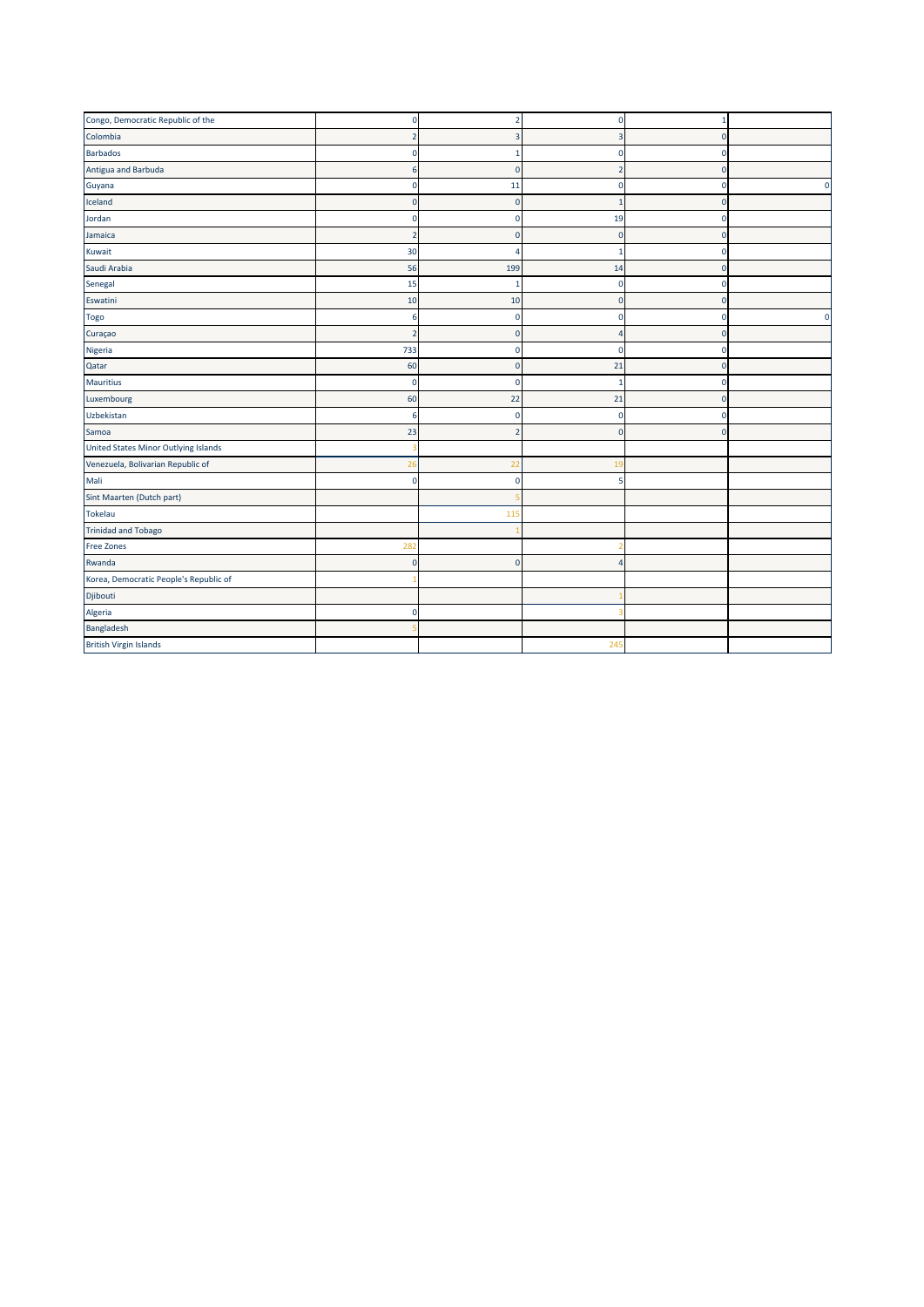| | | | | | |
|---|---|---|---|---|---|
| Congo, Democratic Republic of the | 0 | 2 | 0 | 1 | |
| Colombia | 2 | 3 | 3 | 0 | |
| Barbados | 0 | 1 | 0 | 0 | |
| Antigua and Barbuda | 6 | 0 | 2 | 0 | |
| Guyana | 0 | 11 | 0 | 0 | 0 |
| Iceland | 0 | 0 | 1 | 0 | |
| Jordan | 0 | 0 | 19 | 0 | |
| Jamaica | 2 | 0 | 0 | 0 | |
| Kuwait | 30 | 4 | 1 | 0 | |
| Saudi Arabia | 56 | 199 | 14 | 0 | |
| Senegal | 15 | 1 | 0 | 0 | |
| Eswatini | 10 | 10 | 0 | 0 | |
| Togo | 6 | 0 | 0 | 0 | 0 |
| Curaçao | 2 | 0 | 4 | 0 | |
| Nigeria | 733 | 0 | 0 | 0 | |
| Qatar | 60 | 0 | 21 | 0 | |
| Mauritius | 0 | 0 | 1 | 0 | |
| Luxembourg | 60 | 22 | 21 | 0 | |
| Uzbekistan | 6 | 0 | 0 | 0 | |
| Samoa | 23 | 2 | 0 | 0 | |
| United States Minor Outlying Islands | 3 | | | | |
| Venezuela, Bolivarian Republic of | 26 | 22 | 19 | | |
| Mali | 0 | 0 | 5 | | |
| Sint Maarten (Dutch part) | | 5 | | | |
| Tokelau | | 115 | | | |
| Trinidad and Tobago | | 1 | | | |
| Free Zones | 282 | | 2 | | |
| Rwanda | 0 | 0 | 4 | | |
| Korea, Democratic People's Republic of | 1 | | | | |
| Djibouti | | | 1 | | |
| Algeria | 0 | | 3 | | |
| Bangladesh | 5 | | | | |
| British Virgin Islands | | | 245 | | |